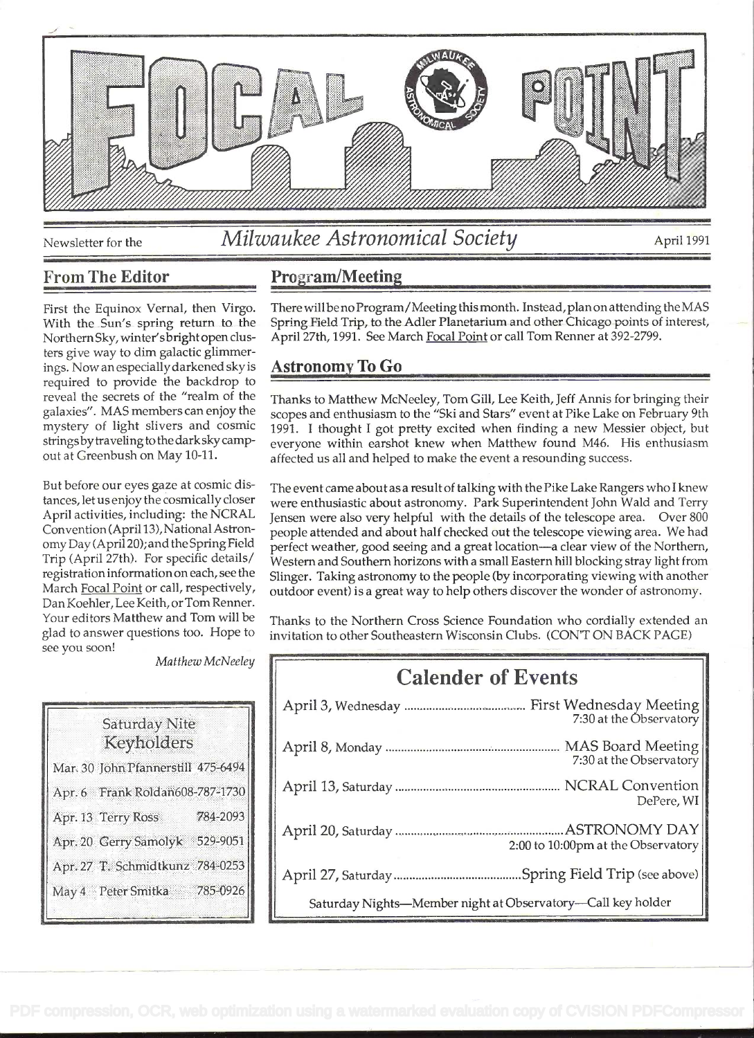# FOCAL POINT

Newsletter for the *Milwaukee Astronomical Society* April 1991

## From The Editor

First the Equinox Vernal, then Virgo. With the Sun's spring return to the Northern Sky, winter's bright open clusters give way to dim galactic glimmerings. Now an especially darkened sky is required to provide the backdrop to reveal the secrets of the "realm of the galaxies". MAS members can enjoy the mystery of light slivers and cosmic strings by traveling to the dark sky campout at Greenbush on May 10-11.

But before our eyes gaze at cosmic distances, let us enjoy the cosmically closer April activities, including: the NCRAL Convention (April 13), National Astronomy Day (April 20); and the Spring Field Trip (April 27th). For specific details/registration information on each, see the March Focal Point or call, respectively, Dan Koehler, Lee Keith, or Tom Renner. Your editors Matthew and Tom will be glad to answer questions too. Hope to see you soon!

*Matthew McNeeley*

| Saturday Nite Keyholders | |
|---|---|
| Mar. 30 John Pfannerstill | 475-6494 |
| Apr. 6 Frank Roldan | 608-787-1730 |
| Apr. 13 Terry Ross | 784-2093 |
| Apr. 20 Gerry Samolyk | 529-9051 |
| Apr. 27 T. Schmidtkunz | 784-0253 |
| May 4 Peter Smitka | 785-0926 |

## Program/Meeting

There will be no Program/Meeting this month. Instead, plan on attending the MAS Spring Field Trip, to the Adler Planetarium and other Chicago points of interest, April 27th, 1991. See March Focal Point or call Tom Renner at 392-2799.

## Astronomy To Go

Thanks to Matthew McNeeley, Tom Gill, Lee Keith, Jeff Annis for bringing their scopes and enthusiasm to the "Ski and Stars" event at Pike Lake on February 9th 1991. I thought I got pretty excited when finding a new Messier object, but everyone within earshot knew when Matthew found M46. His enthusiasm affected us all and helped to make the event a resounding success.

The event came about as a result of talking with the Pike Lake Rangers who I knew were enthusiastic about astronomy. Park Superintendent John Wald and Terry Jensen were also very helpful with the details of the telescope area. Over 800 people attended and about half checked out the telescope viewing area. We had perfect weather, good seeing and a great location—a clear view of the Northern, Western and Southern horizons with a small Eastern hill blocking stray light from Slinger. Taking astronomy to the people (by incorporating viewing with another outdoor event) is a great way to help others discover the wonder of astronomy.

Thanks to the Northern Cross Science Foundation who cordially extended an invitation to other Southeastern Wisconsin Clubs. (CON'T ON BACK PAGE)

## Calender of Events

| Date | Event |
|---|---|
| April 3, Wednesday | First Wednesday Meeting 7:30 at the Observatory |
| April 8, Monday | MAS Board Meeting 7:30 at the Observatory |
| April 13, Saturday | NCRAL Convention DePere, WI |
| April 20, Saturday | ASTRONOMY DAY 2:00 to 10:00pm at the Observatory |
| April 27, Saturday | Spring Field Trip (see above) |

Saturday Nights—Member night at Observatory—Call key holder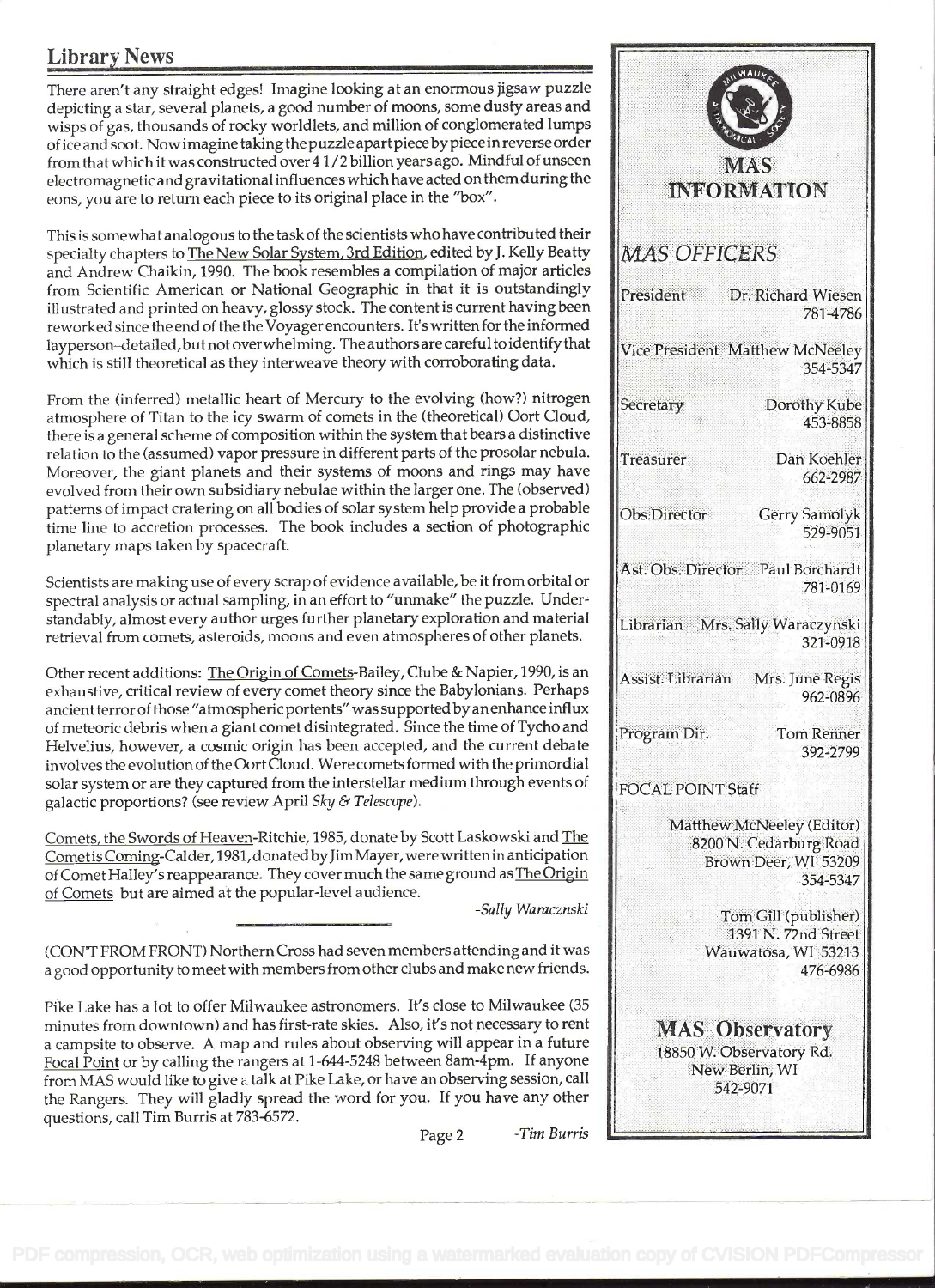## Library News

There aren't any straight edges! Imagine looking at an enormous jigsaw puzzle depicting a star, several planets, a good number of moons, some dusty areas and wisps of gas, thousands of rocky worldlets, and million of conglomerated lumps of ice and soot. Now imagine taking the puzzle apart piece by piece in reverse order from that which it was constructed over 4 1/2 billion years ago. Mindful of unseen electromagnetic and gravitational influences which have acted on them during the eons, you are to return each piece to its original place in the "box".

This is somewhat analogous to the task of the scientists who have contributed their specialty chapters to The New Solar System, 3rd Edition, edited by J. Kelly Beatty and Andrew Chaikin, 1990. The book resembles a compilation of major articles from Scientific American or National Geographic in that it is outstandingly illustrated and printed on heavy, glossy stock. The content is current having been reworked since the end of the the Voyager encounters. It's written for the informed layperson–detailed, but not overwhelming. The authors are careful to identify that which is still theoretical as they interweave theory with corroborating data.

From the (inferred) metallic heart of Mercury to the evolving (how?) nitrogen atmosphere of Titan to the icy swarm of comets in the (theoretical) Oort Cloud, there is a general scheme of composition within the system that bears a distinctive relation to the (assumed) vapor pressure in different parts of the prosolar nebula. Moreover, the giant planets and their systems of moons and rings may have evolved from their own subsidiary nebulae within the larger one. The (observed) patterns of impact cratering on all bodies of solar system help provide a probable time line to accretion processes. The book includes a section of photographic planetary maps taken by spacecraft.

Scientists are making use of every scrap of evidence available, be it from orbital or spectral analysis or actual sampling, in an effort to "unmake" the puzzle. Understandably, almost every author urges further planetary exploration and material retrieval from comets, asteroids, moons and even atmospheres of other planets.

Other recent additions: The Origin of Comets-Bailey, Clube & Napier, 1990, is an exhaustive, critical review of every comet theory since the Babylonians. Perhaps ancient terror of those "atmospheric portents" was supported by an enhance influx of meteoric debris when a giant comet disintegrated. Since the time of Tycho and Helvelius, however, a cosmic origin has been accepted, and the current debate involves the evolution of the Oort Cloud. Were comets formed with the primordial solar system or are they captured from the interstellar medium through events of galactic proportions? (see review April *Sky & Telescope*).

Comets, the Swords of Heaven-Ritchie, 1985, donate by Scott Laskowski and The Comet is Coming-Calder, 1981, donated by Jim Mayer, were written in anticipation of Comet Halley's reappearance. They cover much the same ground as The Origin of Comets but are aimed at the popular-level audience.

*-Sally Waracznski*

---

(CON'T FROM FRONT) Northern Cross had seven members attending and it was a good opportunity to meet with members from other clubs and make new friends.

Pike Lake has a lot to offer Milwaukee astronomers. It's close to Milwaukee (35 minutes from downtown) and has first-rate skies. Also, it's not necessary to rent a campsite to observe. A map and rules about observing will appear in a future Focal Point or by calling the rangers at 1-644-5248 between 8am-4pm. If anyone from MAS would like to give a talk at Pike Lake, or have an observing session, call the Rangers. They will gladly spread the word for you. If you have any other questions, call Tim Burris at 783-6572.

*-Tim Burris*

---

## MAS INFORMATION

### *MAS OFFICERS*

| | |
|---|---|
| President | Dr. Richard Wiesen 781-4786 |
| Vice President | Matthew McNeeley 354-5347 |
| Secretary | Dorothy Kube 453-8858 |
| Treasurer | Dan Koehler 662-2987 |
| Obs.Director | Gerry Samolyk 529-9051 |
| Ast. Obs. Director | Paul Borchardt 781-0169 |
| Librarian | Mrs. Sally Waraczynski 321-0918 |
| Assist. Librarian | Mrs. June Regis 962-0896 |
| Program Dir. | Tom Renner 392-2799 |

FOCAL POINT Staff

Matthew McNeeley (Editor)
8200 N. Cedarburg Road
Brown Deer, WI 53209
354-5347

Tom Gill (publisher)
1391 N. 72nd Street
Wauwatosa, WI 53213
476-6986

### MAS Observatory

18850 W. Observatory Rd.
New Berlin, WI
542-9071